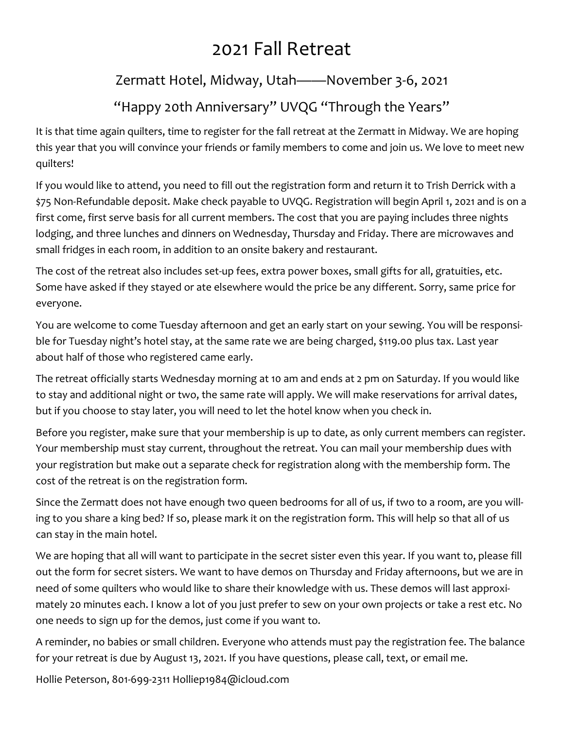# 2021 Fall Retreat

## Zermatt Hotel, Midway, Utah——November 3-6, 2021

## "Happy 20th Anniversary" UVQG "Through the Years"

It is that time again quilters, time to register for the fall retreat at the Zermatt in Midway. We are hoping this year that you will convince your friends or family members to come and join us. We love to meet new quilters!

If you would like to attend, you need to fill out the registration form and return it to Trish Derrick with a $75 Non-Refundable deposit. Make check payable to UVQG. Registration will begin April 1, 2021 and is on a first come, first serve basis for all current members. The cost that you are paying includes three nights lodging, and three lunches and dinners on Wednesday, Thursday and Friday. There are microwaves and small fridges in each room, in addition to an onsite bakery and restaurant.

The cost of the retreat also includes set-up fees, extra power boxes, small gifts for all, gratuities, etc. Some have asked if they stayed or ate elsewhere would the price be any different. Sorry, same price for everyone.

You are welcome to come Tuesday afternoon and get an early start on your sewing. You will be responsible for Tuesday night's hotel stay, at the same rate we are being charged, $119.00 plus tax. Last year about half of those who registered came early.

The retreat officially starts Wednesday morning at 10 am and ends at 2 pm on Saturday. If you would like to stay and additional night or two, the same rate will apply. We will make reservations for arrival dates, but if you choose to stay later, you will need to let the hotel know when you check in.

Before you register, make sure that your membership is up to date, as only current members can register. Your membership must stay current, throughout the retreat. You can mail your membership dues with your registration but make out a separate check for registration along with the membership form. The cost of the retreat is on the registration form.

Since the Zermatt does not have enough two queen bedrooms for all of us, if two to a room, are you willing to you share a king bed? If so, please mark it on the registration form. This will help so that all of us can stay in the main hotel.

We are hoping that all will want to participate in the secret sister even this year. If you want to, please fill out the form for secret sisters. We want to have demos on Thursday and Friday afternoons, but we are in need of some quilters who would like to share their knowledge with us. These demos will last approximately 20 minutes each. I know a lot of you just prefer to sew on your own projects or take a rest etc. No one needs to sign up for the demos, just come if you want to.

A reminder, no babies or small children. Everyone who attends must pay the registration fee. The balance for your retreat is due by August 13, 2021. If you have questions, please call, text, or email me.

Hollie Peterson, 801-699-2311 Holliep1984@icloud.com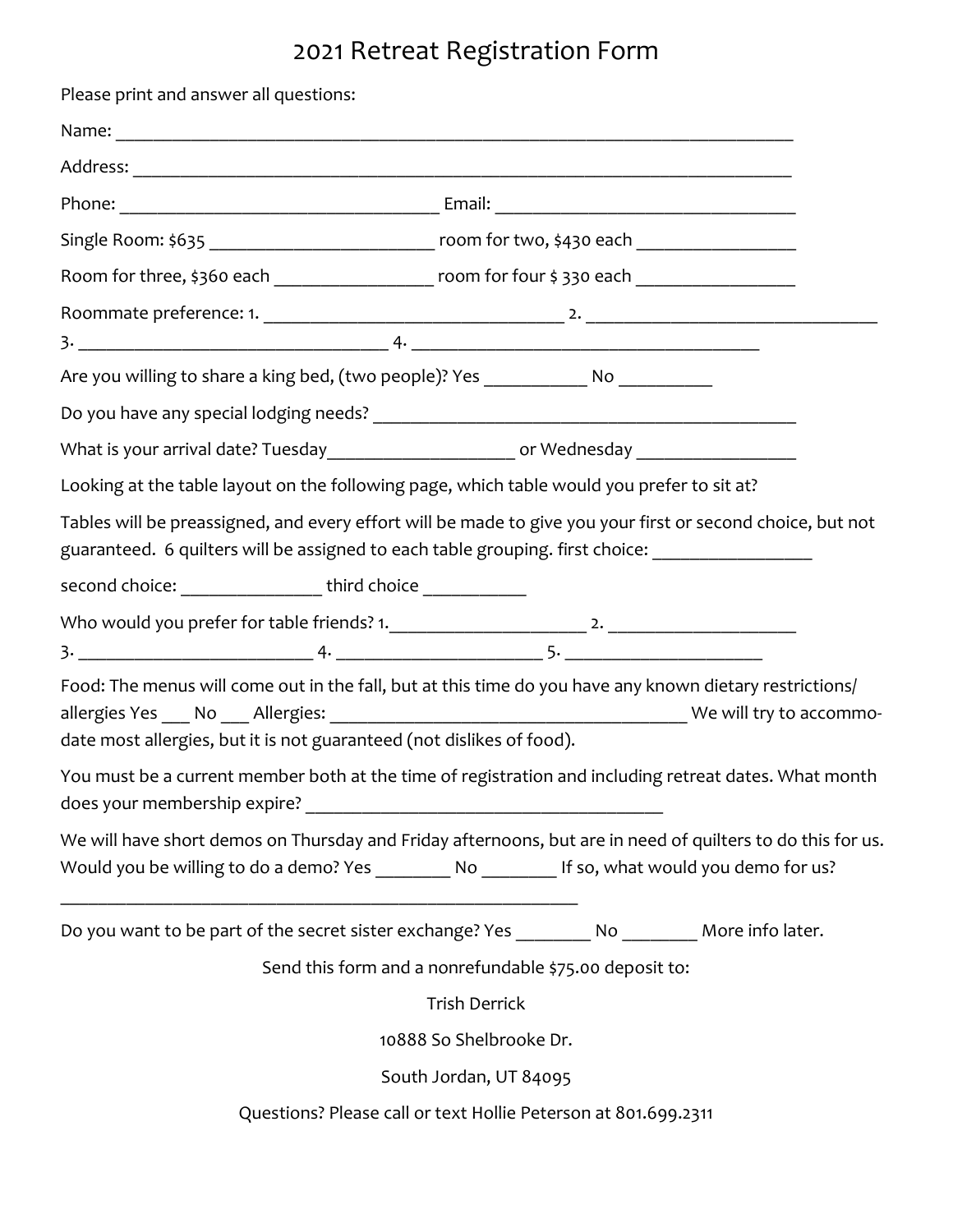# 2021 Retreat Registration Form

Please print and answer all questions:

Name: ___________________________________________________________________________

Address: _________________________________________________________________________

Phone: ___________________________________ Email: _______________________________

Single Room: $635 _________________________ room for two, $430 each _________________

Room for three, $360 each _________________ room for four $ 330 each _________________

Roommate preference: 1. ________________________________ 2. _____________________________

3. _________________________________ 4. _______________________________________

Are you willing to share a king bed, (two people)? Yes ___________ No __________

Do you have any special lodging needs? ____________________________________________

What is your arrival date? Tuesday____________________ or Wednesday _________________

Looking at the table layout on the following page, which table would you prefer to sit at?

Tables will be preassigned, and every effort will be made to give you your first or second choice, but not guaranteed. 6 quilters will be assigned to each table grouping. first choice: _________________

second choice: _______________ third choice ___________

Who would you prefer for table friends? 1.______________________ 2. ____________________

3. _________________________ 4. ______________________ 5. _____________________

Food: The menus will come out in the fall, but at this time do you have any known dietary restrictions/ allergies Yes ___ No ___ Allergies: ______________________________________ We will try to accommodate most allergies, but it is not guaranteed (not dislikes of food).

You must be a current member both at the time of registration and including retreat dates. What month does your membership expire? _______________________________________

We will have short demos on Thursday and Friday afternoons, but are in need of quilters to do this for us. Would you be willing to do a demo? Yes ________ No ________ If so, what would you demo for us?

_________________________________________________________

Do you want to be part of the secret sister exchange? Yes ________ No ________ More info later.

Send this form and a nonrefundable $75.00 deposit to:

Trish Derrick

10888 So Shelbrooke Dr.

South Jordan, UT 84095

Questions? Please call or text Hollie Peterson at 801.699.2311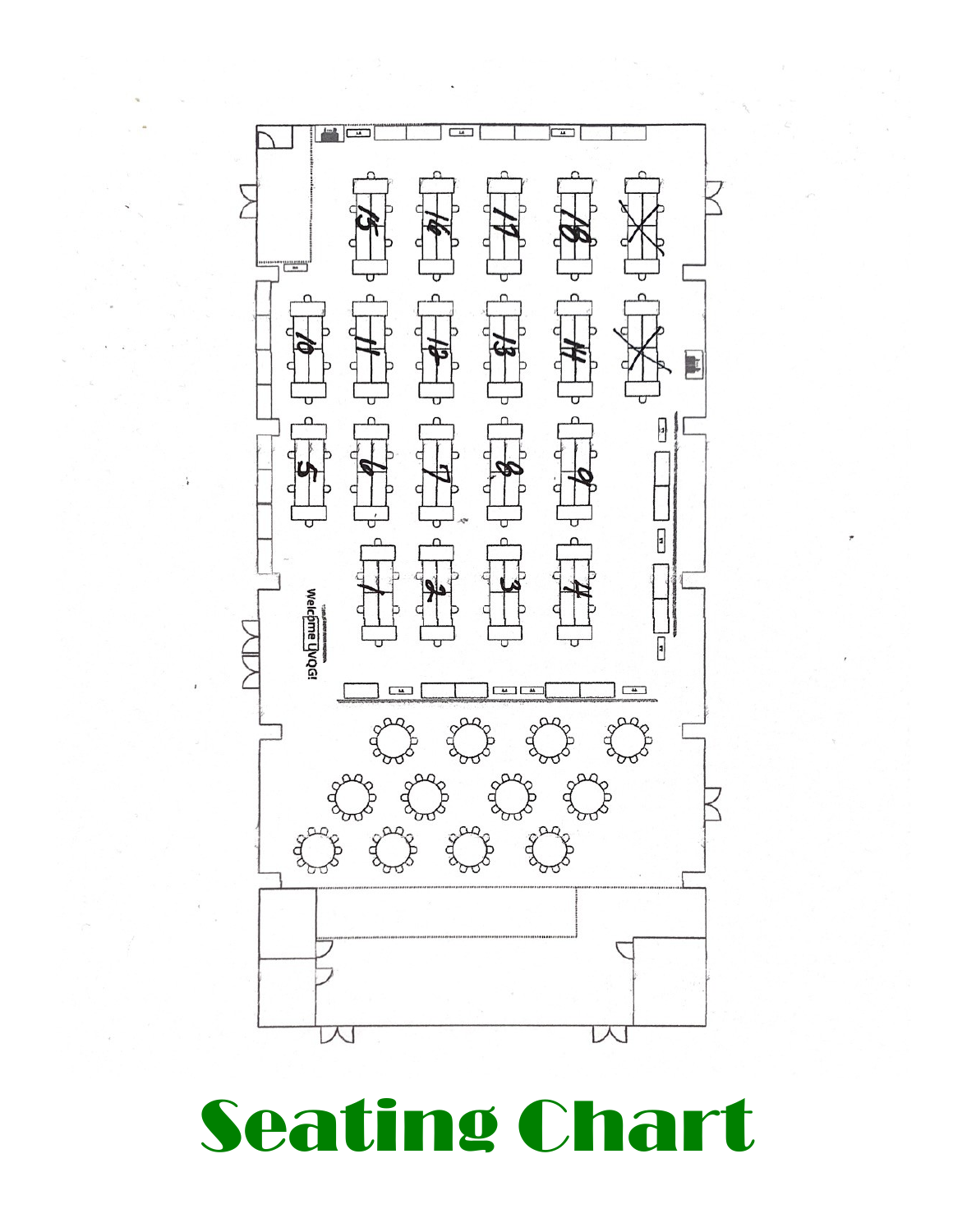1
2
3
4
5
6
7
8
9
10
11
12
13
14
15
16
17
18

Welcome LVQG!

# Seating Chart